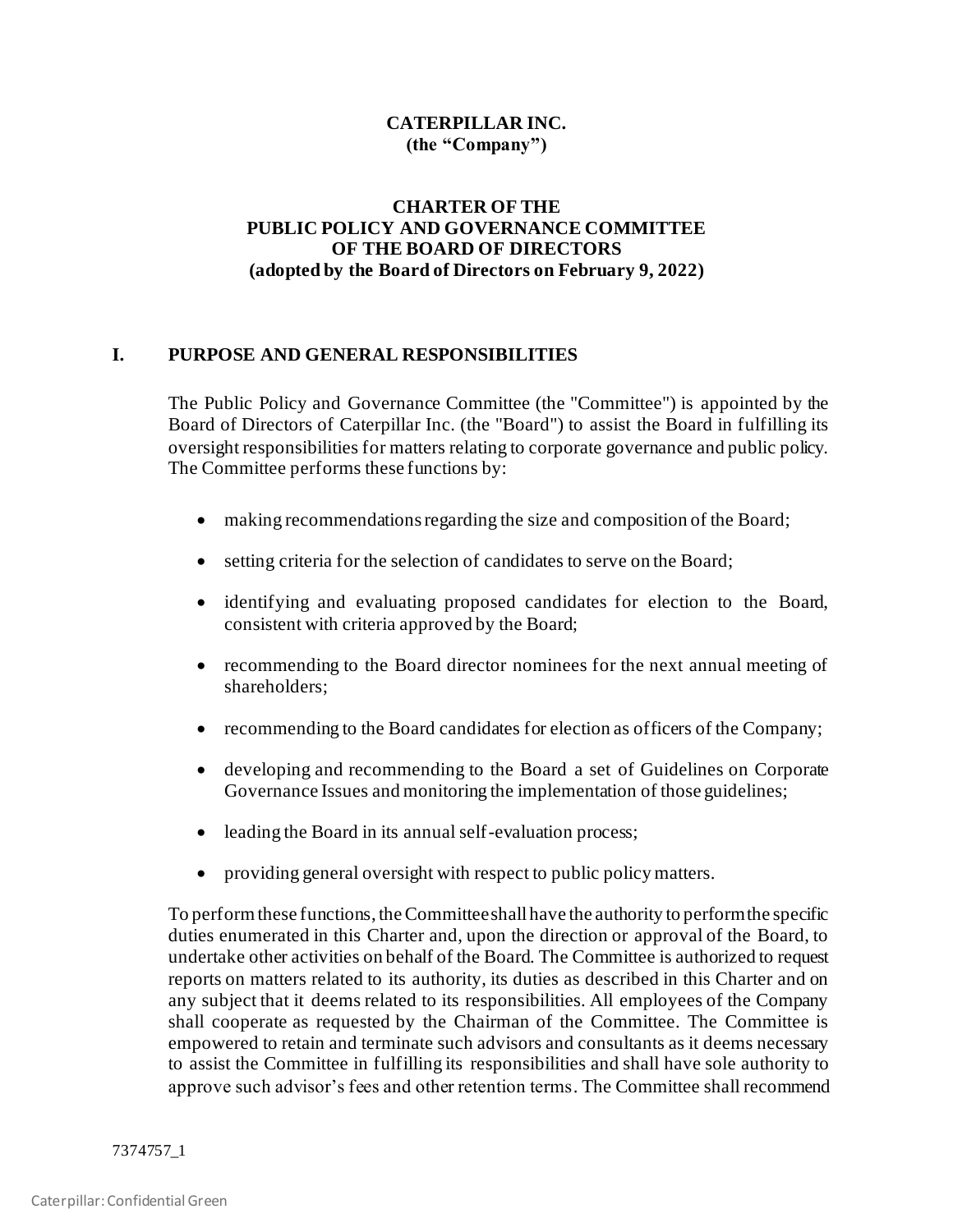**CATERPILLAR INC.**
**(the "Company")**

**CHARTER OF THE**
**PUBLIC POLICY AND GOVERNANCE COMMITTEE**
**OF THE BOARD OF DIRECTORS**
**(adopted by the Board of Directors on February 9, 2022)**

## I. PURPOSE AND GENERAL RESPONSIBILITIES

The Public Policy and Governance Committee (the "Committee") is appointed by the Board of Directors of Caterpillar Inc. (the "Board") to assist the Board in fulfilling its oversight responsibilities for matters relating to corporate governance and public policy. The Committee performs these functions by:

- making recommendations regarding the size and composition of the Board;
- setting criteria for the selection of candidates to serve on the Board;
- identifying and evaluating proposed candidates for election to the Board, consistent with criteria approved by the Board;
- recommending to the Board director nominees for the next annual meeting of shareholders;
- recommending to the Board candidates for election as officers of the Company;
- developing and recommending to the Board a set of Guidelines on Corporate Governance Issues and monitoring the implementation of those guidelines;
- leading the Board in its annual self-evaluation process;
- providing general oversight with respect to public policy matters.

To perform these functions, the Committee shall have the authority to perform the specific duties enumerated in this Charter and, upon the direction or approval of the Board, to undertake other activities on behalf of the Board. The Committee is authorized to request reports on matters related to its authority, its duties as described in this Charter and on any subject that it deems related to its responsibilities. All employees of the Company shall cooperate as requested by the Chairman of the Committee. The Committee is empowered to retain and terminate such advisors and consultants as it deems necessary to assist the Committee in fulfilling its responsibilities and shall have sole authority to approve such advisor's fees and other retention terms. The Committee shall recommend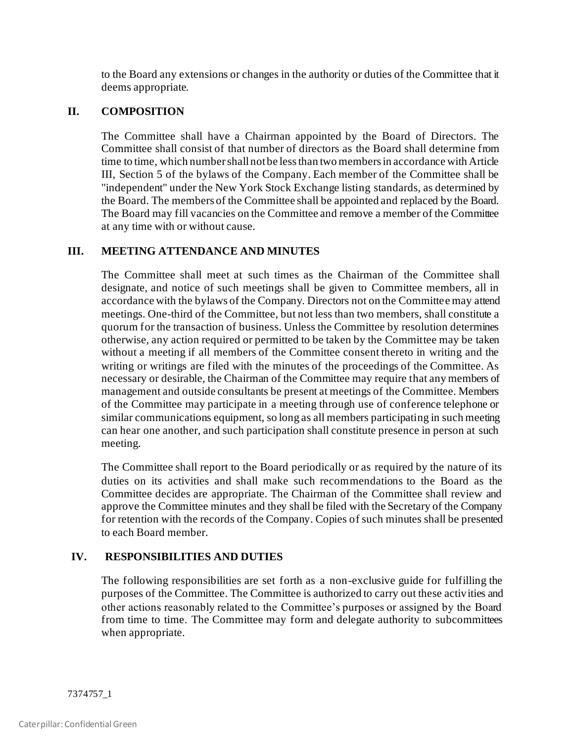to the Board any extensions or changes in the authority or duties of the Committee that it deems appropriate.

## II. COMPOSITION

The Committee shall have a Chairman appointed by the Board of Directors. The Committee shall consist of that number of directors as the Board shall determine from time to time, which number shall not be less than two members in accordance with Article III, Section 5 of the bylaws of the Company. Each member of the Committee shall be "independent" under the New York Stock Exchange listing standards, as determined by the Board. The members of the Committee shall be appointed and replaced by the Board. The Board may fill vacancies on the Committee and remove a member of the Committee at any time with or without cause.

## III. MEETING ATTENDANCE AND MINUTES

The Committee shall meet at such times as the Chairman of the Committee shall designate, and notice of such meetings shall be given to Committee members, all in accordance with the bylaws of the Company. Directors not on the Committee may attend meetings. One-third of the Committee, but not less than two members, shall constitute a quorum for the transaction of business. Unless the Committee by resolution determines otherwise, any action required or permitted to be taken by the Committee may be taken without a meeting if all members of the Committee consent thereto in writing and the writing or writings are filed with the minutes of the proceedings of the Committee. As necessary or desirable, the Chairman of the Committee may require that any members of management and outside consultants be present at meetings of the Committee. Members of the Committee may participate in a meeting through use of conference telephone or similar communications equipment, so long as all members participating in such meeting can hear one another, and such participation shall constitute presence in person at such meeting.

The Committee shall report to the Board periodically or as required by the nature of its duties on its activities and shall make such recommendations to the Board as the Committee decides are appropriate. The Chairman of the Committee shall review and approve the Committee minutes and they shall be filed with the Secretary of the Company for retention with the records of the Company. Copies of such minutes shall be presented to each Board member.

## IV. RESPONSIBILITIES AND DUTIES

The following responsibilities are set forth as a non-exclusive guide for fulfilling the purposes of the Committee. The Committee is authorized to carry out these activities and other actions reasonably related to the Committee's purposes or assigned by the Board from time to time. The Committee may form and delegate authority to subcommittees when appropriate.

7374757_1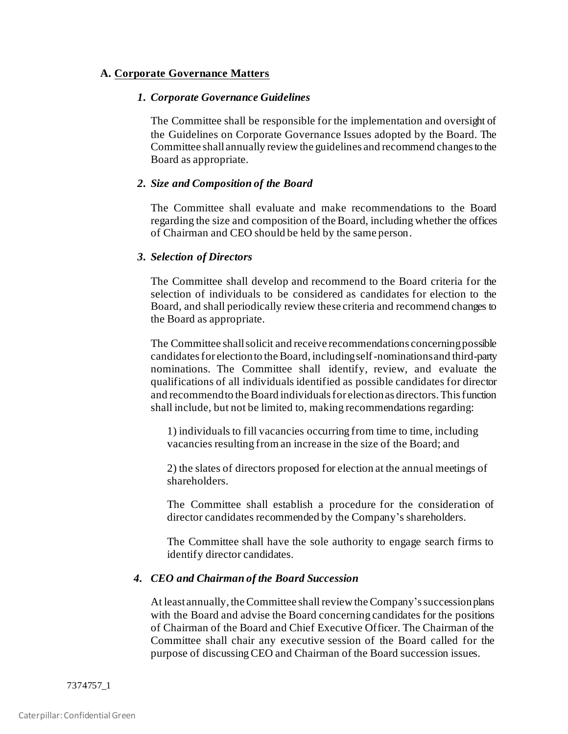## A. Corporate Governance Matters

### *1. Corporate Governance Guidelines*

The Committee shall be responsible for the implementation and oversight of the Guidelines on Corporate Governance Issues adopted by the Board. The Committee shall annually review the guidelines and recommend changes to the Board as appropriate.

### *2. Size and Composition of the Board*

The Committee shall evaluate and make recommendations to the Board regarding the size and composition of the Board, including whether the offices of Chairman and CEO should be held by the same person.

### *3. Selection of Directors*

The Committee shall develop and recommend to the Board criteria for the selection of individuals to be considered as candidates for election to the Board, and shall periodically review these criteria and recommend changes to the Board as appropriate.

The Committee shall solicit and receive recommendations concerning possible candidates for election to the Board, including self-nominations and third-party nominations. The Committee shall identify, review, and evaluate the qualifications of all individuals identified as possible candidates for director and recommend to the Board individuals for election as directors. This function shall include, but not be limited to, making recommendations regarding:

1) individuals to fill vacancies occurring from time to time, including vacancies resulting from an increase in the size of the Board; and

2) the slates of directors proposed for election at the annual meetings of shareholders.

The Committee shall establish a procedure for the consideration of director candidates recommended by the Company's shareholders.

The Committee shall have the sole authority to engage search firms to identify director candidates.

### *4. CEO and Chairman of the Board Succession*

At least annually, the Committee shall review the Company's succession plans with the Board and advise the Board concerning candidates for the positions of Chairman of the Board and Chief Executive Officer. The Chairman of the Committee shall chair any executive session of the Board called for the purpose of discussing CEO and Chairman of the Board succession issues.

7374757_1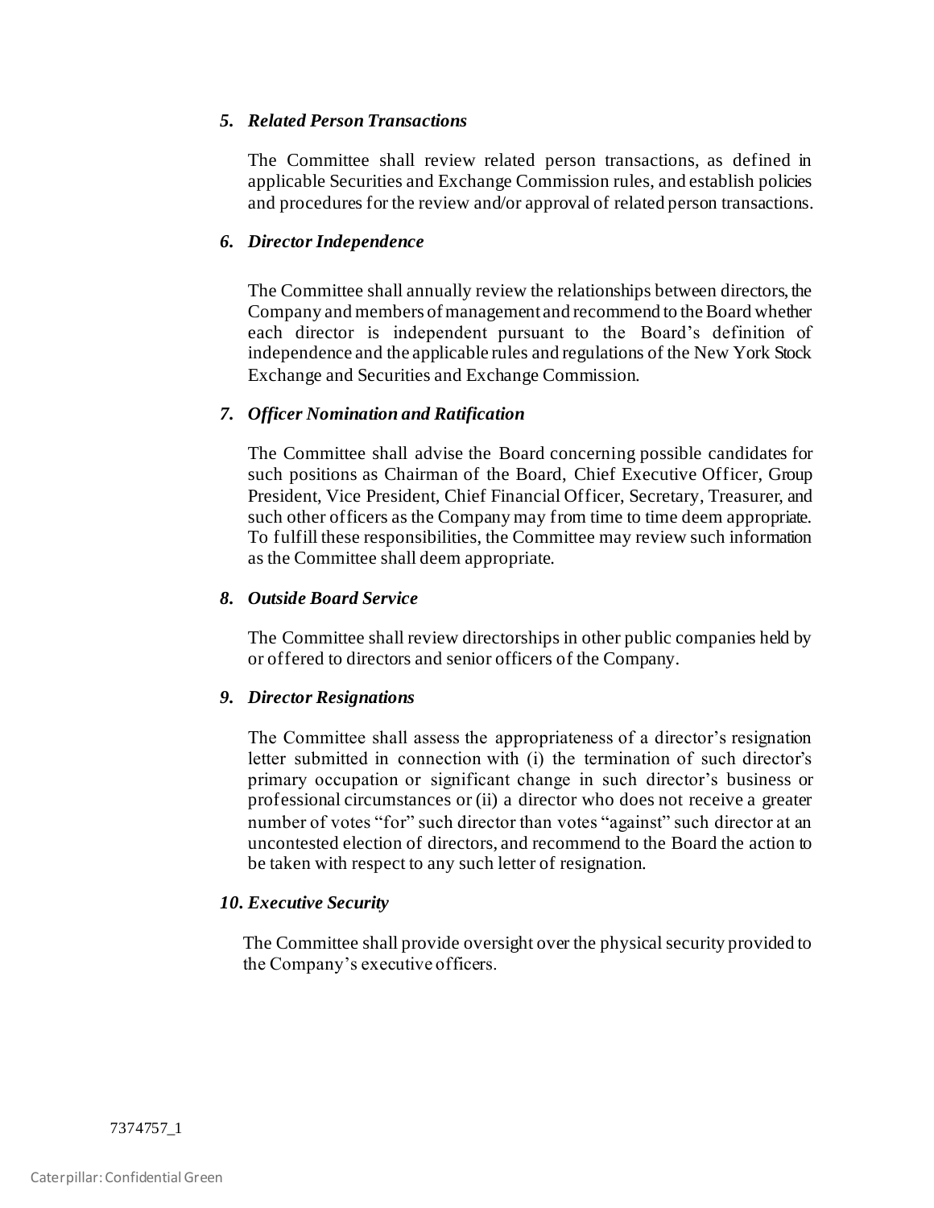### *5. Related Person Transactions*

The Committee shall review related person transactions, as defined in applicable Securities and Exchange Commission rules, and establish policies and procedures for the review and/or approval of related person transactions.

### *6. Director Independence*

The Committee shall annually review the relationships between directors, the Company and members of management and recommend to the Board whether each director is independent pursuant to the Board's definition of independence and the applicable rules and regulations of the New York Stock Exchange and Securities and Exchange Commission.

### *7. Officer Nomination and Ratification*

The Committee shall advise the Board concerning possible candidates for such positions as Chairman of the Board, Chief Executive Officer, Group President, Vice President, Chief Financial Officer, Secretary, Treasurer, and such other officers as the Company may from time to time deem appropriate. To fulfill these responsibilities, the Committee may review such information as the Committee shall deem appropriate.

### *8. Outside Board Service*

The Committee shall review directorships in other public companies held by or offered to directors and senior officers of the Company.

### *9. Director Resignations*

The Committee shall assess the appropriateness of a director's resignation letter submitted in connection with (i) the termination of such director's primary occupation or significant change in such director's business or professional circumstances or (ii) a director who does not receive a greater number of votes "for" such director than votes "against" such director at an uncontested election of directors, and recommend to the Board the action to be taken with respect to any such letter of resignation.

### *10. Executive Security*

The Committee shall provide oversight over the physical security provided to the Company's executive officers.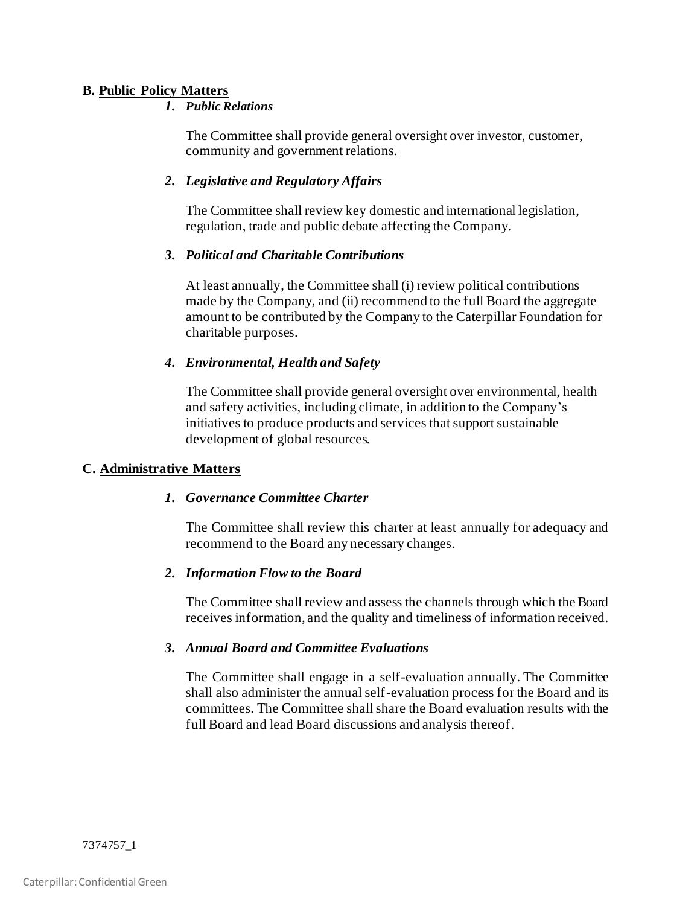**B. <u>Public Policy Matters</u>**

***1. Public Relations***

The Committee shall provide general oversight over investor, customer, community and government relations.

***2. Legislative and Regulatory Affairs***

The Committee shall review key domestic and international legislation, regulation, trade and public debate affecting the Company.

***3. Political and Charitable Contributions***

At least annually, the Committee shall (i) review political contributions made by the Company, and (ii) recommend to the full Board the aggregate amount to be contributed by the Company to the Caterpillar Foundation for charitable purposes.

***4. Environmental, Health and Safety***

The Committee shall provide general oversight over environmental, health and safety activities, including climate, in addition to the Company's initiatives to produce products and services that support sustainable development of global resources.

**C. <u>Administrative Matters</u>**

***1. Governance Committee Charter***

The Committee shall review this charter at least annually for adequacy and recommend to the Board any necessary changes.

***2. Information Flow to the Board***

The Committee shall review and assess the channels through which the Board receives information, and the quality and timeliness of information received.

***3. Annual Board and Committee Evaluations***

The Committee shall engage in a self-evaluation annually. The Committee shall also administer the annual self-evaluation process for the Board and its committees. The Committee shall share the Board evaluation results with the full Board and lead Board discussions and analysis thereof.

7374757_1